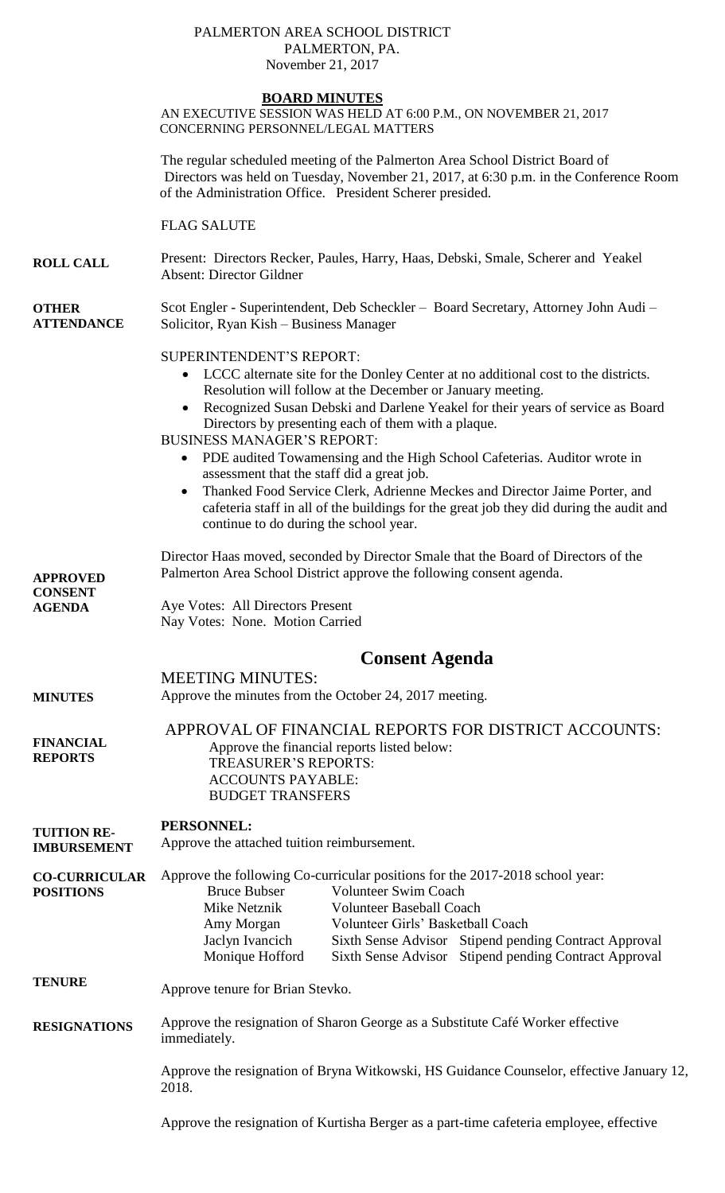PALMERTON AREA SCHOOL DISTRICT
PALMERTON, PA.
November 21, 2017

**BOARD MINUTES**

AN EXECUTIVE SESSION WAS HELD AT 6:00 P.M., ON NOVEMBER 21, 2017 CONCERNING PERSONNEL/LEGAL MATTERS

The regular scheduled meeting of the Palmerton Area School District Board of Directors was held on Tuesday, November 21, 2017, at 6:30 p.m. in the Conference Room of the Administration Office. President Scherer presided.

FLAG SALUTE

**ROLL CALL**

Present: Directors Recker, Paules, Harry, Haas, Debski, Smale, Scherer and Yeakel
Absent: Director Gildner

**OTHER ATTENDANCE**

Scot Engler - Superintendent, Deb Scheckler – Board Secretary, Attorney John Audi – Solicitor, Ryan Kish – Business Manager

SUPERINTENDENT'S REPORT:

- LCCC alternate site for the Donley Center at no additional cost to the districts. Resolution will follow at the December or January meeting.
- Recognized Susan Debski and Darlene Yeakel for their years of service as Board Directors by presenting each of them with a plaque.

BUSINESS MANAGER'S REPORT:

- PDE audited Towamensing and the High School Cafeterias. Auditor wrote in assessment that the staff did a great job.
- Thanked Food Service Clerk, Adrienne Meckes and Director Jaime Porter, and cafeteria staff in all of the buildings for the great job they did during the audit and continue to do during the school year.

**APPROVED CONSENT AGENDA**

Director Haas moved, seconded by Director Smale that the Board of Directors of the Palmerton Area School District approve the following consent agenda.

Aye Votes: All Directors Present
Nay Votes: None. Motion Carried

# Consent Agenda

**MINUTES**

MEETING MINUTES:
Approve the minutes from the October 24, 2017 meeting.

**FINANCIAL REPORTS**

APPROVAL OF FINANCIAL REPORTS FOR DISTRICT ACCOUNTS:
Approve the financial reports listed below:
TREASURER'S REPORTS:
ACCOUNTS PAYABLE:
BUDGET TRANSFERS

**TUITION RE-IMBURSEMENT**

**PERSONNEL:**
Approve the attached tuition reimbursement.

**CO-CURRICULAR POSITIONS**

Approve the following Co-curricular positions for the 2017-2018 school year:

| | | |
|---|---|---|
| Bruce Bubser | Volunteer Swim Coach | |
| Mike Netznik | Volunteer Baseball Coach | |
| Amy Morgan | Volunteer Girls' Basketball Coach | |
| Jaclyn Ivancich | Sixth Sense Advisor | Stipend pending Contract Approval |
| Monique Hofford | Sixth Sense Advisor | Stipend pending Contract Approval |

**TENURE**

Approve tenure for Brian Stevko.

**RESIGNATIONS**

Approve the resignation of Sharon George as a Substitute Café Worker effective immediately.

Approve the resignation of Bryna Witkowski, HS Guidance Counselor, effective January 12, 2018.

Approve the resignation of Kurtisha Berger as a part-time cafeteria employee, effective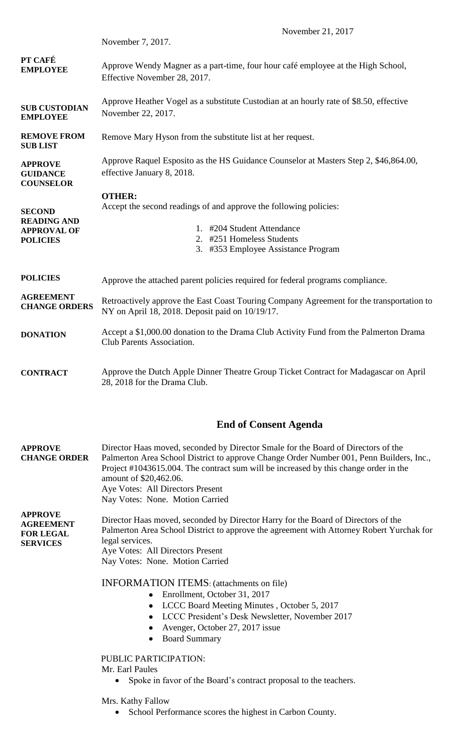November 7, 2017.

**PT CAFÉ EMPLOYEE** Approve Wendy Magner as a part-time, four hour café employee at the High School, Effective November 28, 2017.

**SUB CUSTODIAN EMPLOYEE** Approve Heather Vogel as a substitute Custodian at an hourly rate of $8.50, effective November 22, 2017.

**REMOVE FROM SUB LIST** Remove Mary Hyson from the substitute list at her request.

**APPROVE GUIDANCE COUNSELOR** Approve Raquel Esposito as the HS Guidance Counselor at Masters Step 2, $46,864.00, effective January 8, 2018.

**OTHER:**

**SECOND READING AND APPROVAL OF POLICIES** Accept the second readings of and approve the following policies:

1. #204 Student Attendance
2. #251 Homeless Students
3. #353 Employee Assistance Program

**POLICIES** Approve the attached parent policies required for federal programs compliance.

**AGREEMENT CHANGE ORDERS** Retroactively approve the East Coast Touring Company Agreement for the transportation to NY on April 18, 2018. Deposit paid on 10/19/17.

**DONATION** Accept a $1,000.00 donation to the Drama Club Activity Fund from the Palmerton Drama Club Parents Association.

**CONTRACT** Approve the Dutch Apple Dinner Theatre Group Ticket Contract for Madagascar on April 28, 2018 for the Drama Club.

## End of Consent Agenda

**APPROVE CHANGE ORDER** Director Haas moved, seconded by Director Smale for the Board of Directors of the Palmerton Area School District to approve Change Order Number 001, Penn Builders, Inc., Project #1043615.004. The contract sum will be increased by this change order in the amount of $20,462.06.
Aye Votes: All Directors Present
Nay Votes: None. Motion Carried

**APPROVE AGREEMENT FOR LEGAL SERVICES** Director Haas moved, seconded by Director Harry for the Board of Directors of the Palmerton Area School District to approve the agreement with Attorney Robert Yurchak for legal services.
Aye Votes: All Directors Present
Nay Votes: None. Motion Carried

INFORMATION ITEMS: (attachments on file)

- Enrollment, October 31, 2017
- LCCC Board Meeting Minutes , October 5, 2017
- LCCC President's Desk Newsletter, November 2017
- Avenger, October 27, 2017 issue
- Board Summary

PUBLIC PARTICIPATION:

Mr. Earl Paules

- Spoke in favor of the Board's contract proposal to the teachers.

Mrs. Kathy Fallow

- School Performance scores the highest in Carbon County.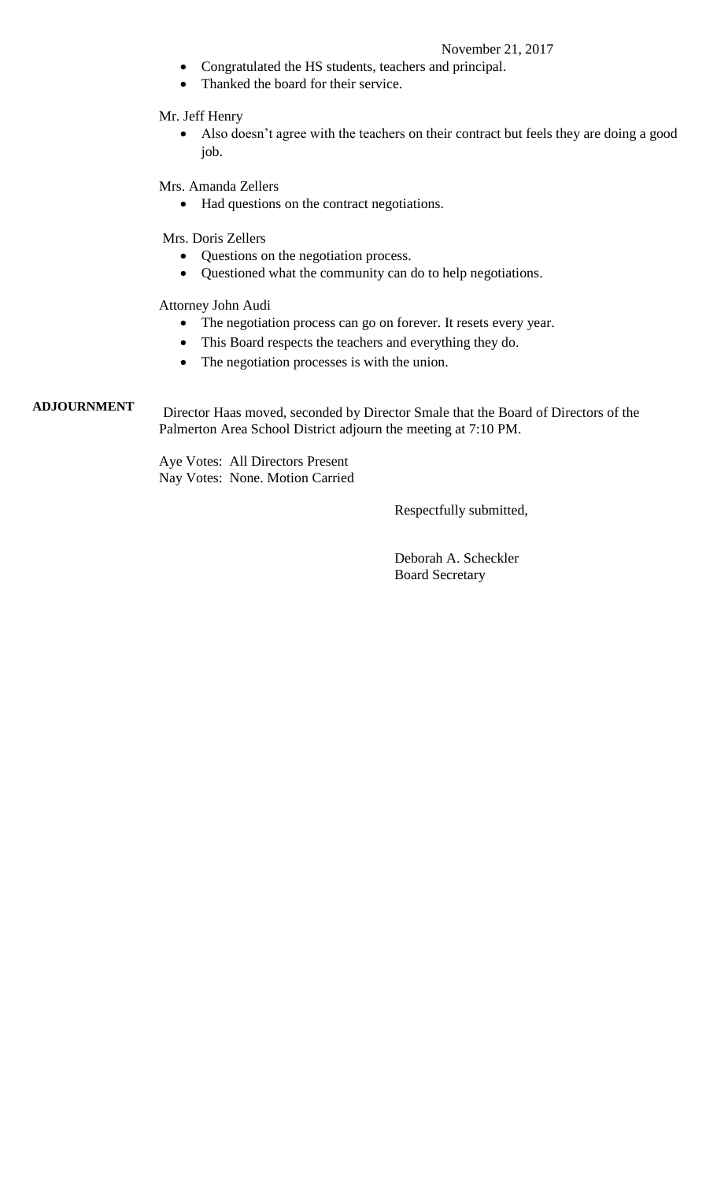- Congratulated the HS students, teachers and principal.
- Thanked the board for their service.

Mr. Jeff Henry

- Also doesn't agree with the teachers on their contract but feels they are doing a good job.

Mrs. Amanda Zellers

- Had questions on the contract negotiations.

Mrs. Doris Zellers

- Questions on the negotiation process.
- Questioned what the community can do to help negotiations.

Attorney John Audi

- The negotiation process can go on forever. It resets every year.
- This Board respects the teachers and everything they do.
- The negotiation processes is with the union.

**ADJOURNMENT**

Director Haas moved, seconded by Director Smale that the Board of Directors of the Palmerton Area School District adjourn the meeting at 7:10 PM.

Aye Votes: All Directors Present
Nay Votes: None. Motion Carried

Respectfully submitted,

Deborah A. Scheckler
Board Secretary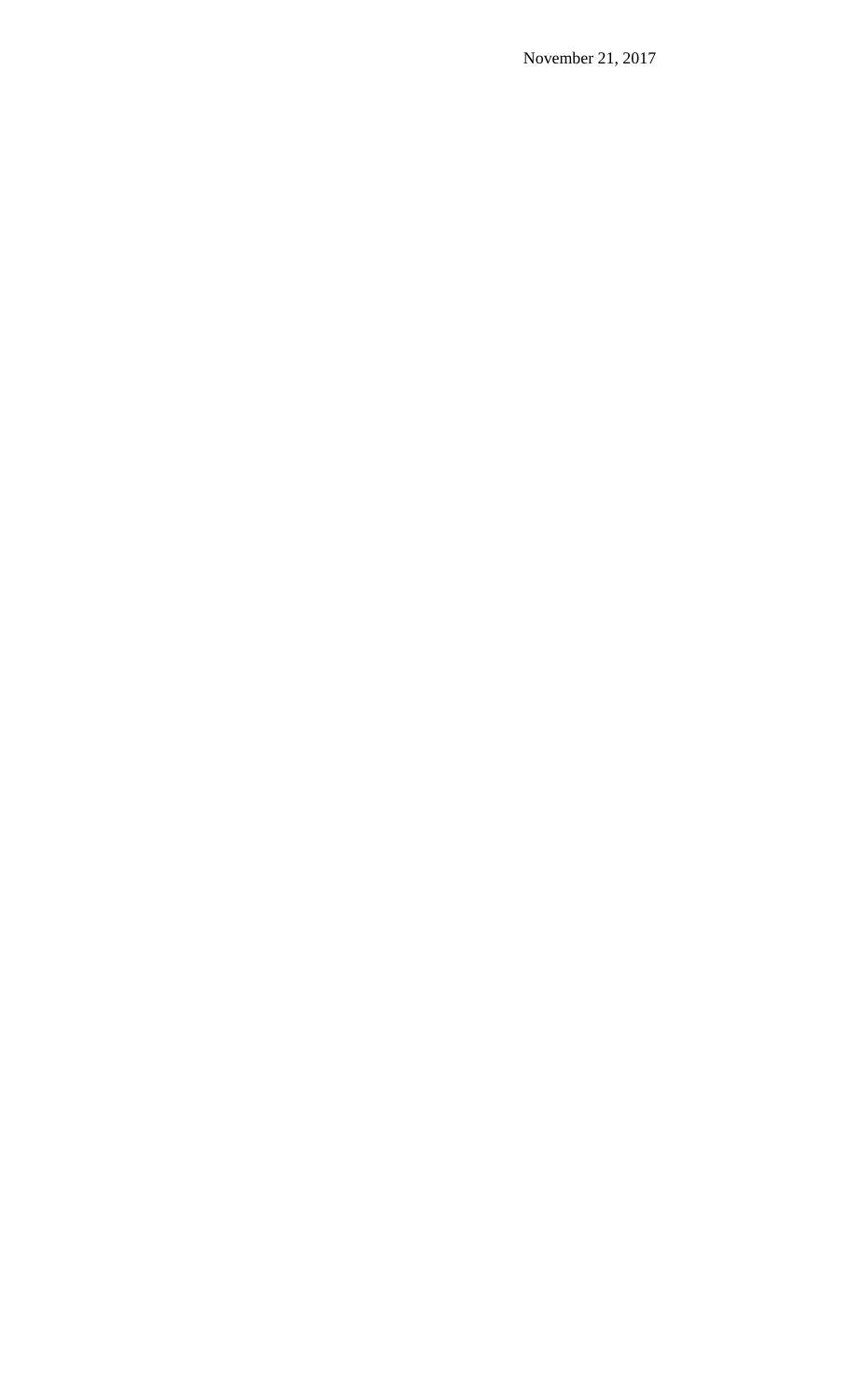November 21, 2017